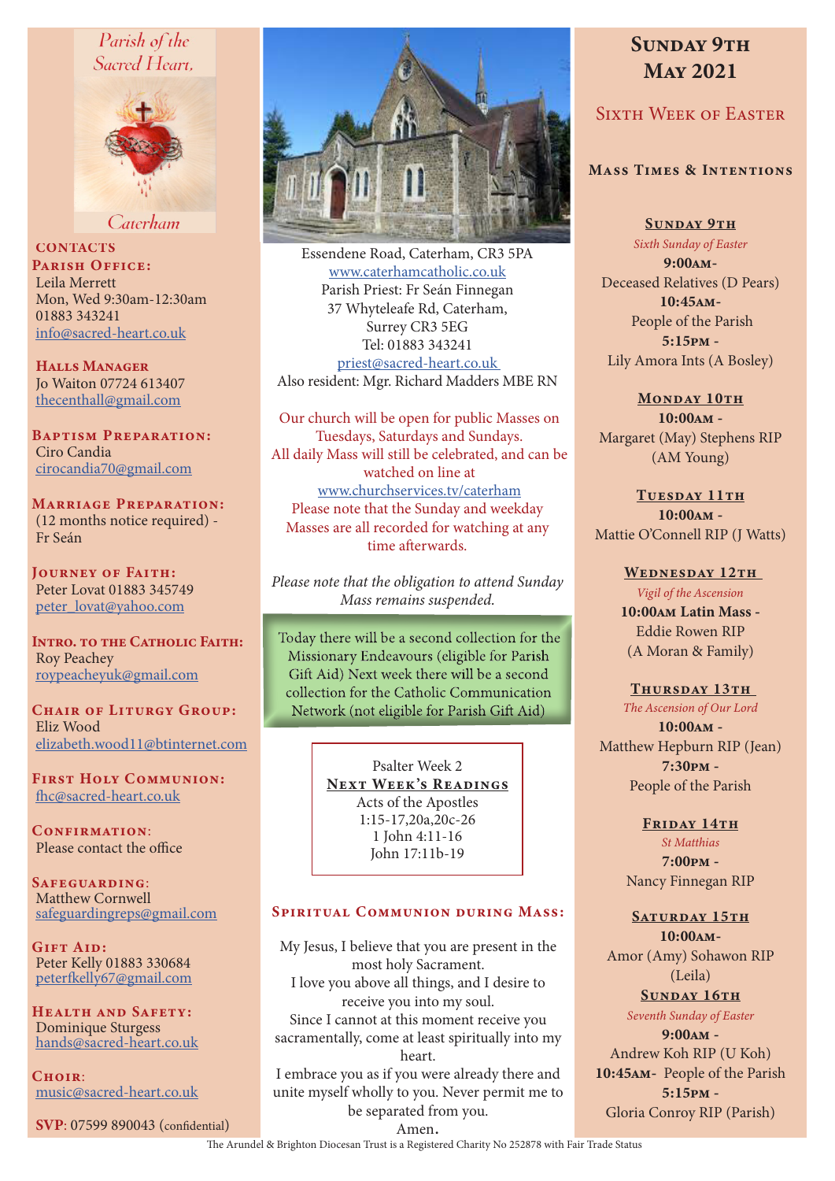Parish of the Sacred Heart, Caterham

## CONTACTS

**PARISH OFFICE:**
Leila Merrett
Mon, Wed 9:30am-12:30am
01883 343241
info@sacred-heart.co.uk

**HALLS MANAGER**
Jo Waiton 07724 613407
thecenthall@gmail.com

**BAPTISM PREPARATION:**
Ciro Candia
cirocandia70@gmail.com

**MARRIAGE PREPARATION:**
(12 months notice required) - Fr Seán

**JOURNEY OF FAITH:**
Peter Lovat 01883 345749
peter_lovat@yahoo.com

**INTRO. TO THE CATHOLIC FAITH:**
Roy Peachey
roypeacheyuk@gmail.com

**CHAIR OF LITURGY GROUP:**
Eliz Wood
elizabeth.wood11@btinternet.com

**FIRST HOLY COMMUNION:**
fhc@sacred-heart.co.uk

**CONFIRMATION:**
Please contact the office

**SAFEGUARDING:**
Matthew Cornwell
safeguardingreps@gmail.com

**GIFT AID:**
Peter Kelly 01883 330684
peterfkelly67@gmail.com

**HEALTH AND SAFETY:**
Dominique Sturgess
hands@sacred-heart.co.uk

**CHOIR:**
music@sacred-heart.co.uk

**SVP**: 07599 890043 (confidential)

Essendene Road, Caterham, CR3 5PA
www.caterhamcatholic.co.uk
Parish Priest: Fr Seán Finnegan
37 Whyteleafe Rd, Caterham,
Surrey CR3 5EG
Tel: 01883 343241
priest@sacred-heart.co.uk
Also resident: Mgr. Richard Madders MBE RN

Our church will be open for public Masses on Tuesdays, Saturdays and Sundays.
All daily Mass will still be celebrated, and can be watched on line at
www.churchservices.tv/caterham
Please note that the Sunday and weekday Masses are all recorded for watching at any time afterwards.

*Please note that the obligation to attend Sunday Mass remains suspended.*

Today there will be a second collection for the Missionary Endeavours (eligible for Parish Gift Aid) Next week there will be a second collection for the Catholic Communication Network (not eligible for Parish Gift Aid)

Psalter Week 2
**NEXT WEEK'S READINGS**
Acts of the Apostles
1:15-17,20a,20c-26
1 John 4:11-16
John 17:11b-19

### SPIRITUAL COMMUNION DURING MASS:

My Jesus, I believe that you are present in the most holy Sacrament.
I love you above all things, and I desire to receive you into my soul.
Since I cannot at this moment receive you sacramentally, come at least spiritually into my heart.
I embrace you as if you were already there and unite myself wholly to you. Never permit me to be separated from you.
Amen.

# SUNDAY 9TH MAY 2021

## SIXTH WEEK OF EASTER

### MASS TIMES & INTENTIONS

**SUNDAY 9TH**
*Sixth Sunday of Easter*
**9:00AM-**
Deceased Relatives (D Pears)
**10:45AM-**
People of the Parish
**5:15PM -**
Lily Amora Ints (A Bosley)

**MONDAY 10TH**
**10:00AM -**
Margaret (May) Stephens RIP (AM Young)

**TUESDAY 11TH**
**10:00AM -**
Mattie O'Connell RIP (J Watts)

**WEDNESDAY 12TH**
*Vigil of the Ascension*
**10:00AM Latin Mass -**
Eddie Rowen RIP
(A Moran & Family)

**THURSDAY 13TH**
*The Ascension of Our Lord*
**10:00AM -**
Matthew Hepburn RIP (Jean)
**7:30PM -**
People of the Parish

**FRIDAY 14TH**
*St Matthias*
**7:00PM -**
Nancy Finnegan RIP

**SATURDAY 15TH**
**10:00AM-**
Amor (Amy) Sohawon RIP (Leila)

**SUNDAY 16TH**
*Seventh Sunday of Easter*
**9:00AM -**
Andrew Koh RIP (U Koh)
**10:45AM-** People of the Parish
**5:15PM -**
Gloria Conroy RIP (Parish)

The Arundel & Brighton Diocesan Trust is a Registered Charity No 252878 with Fair Trade Status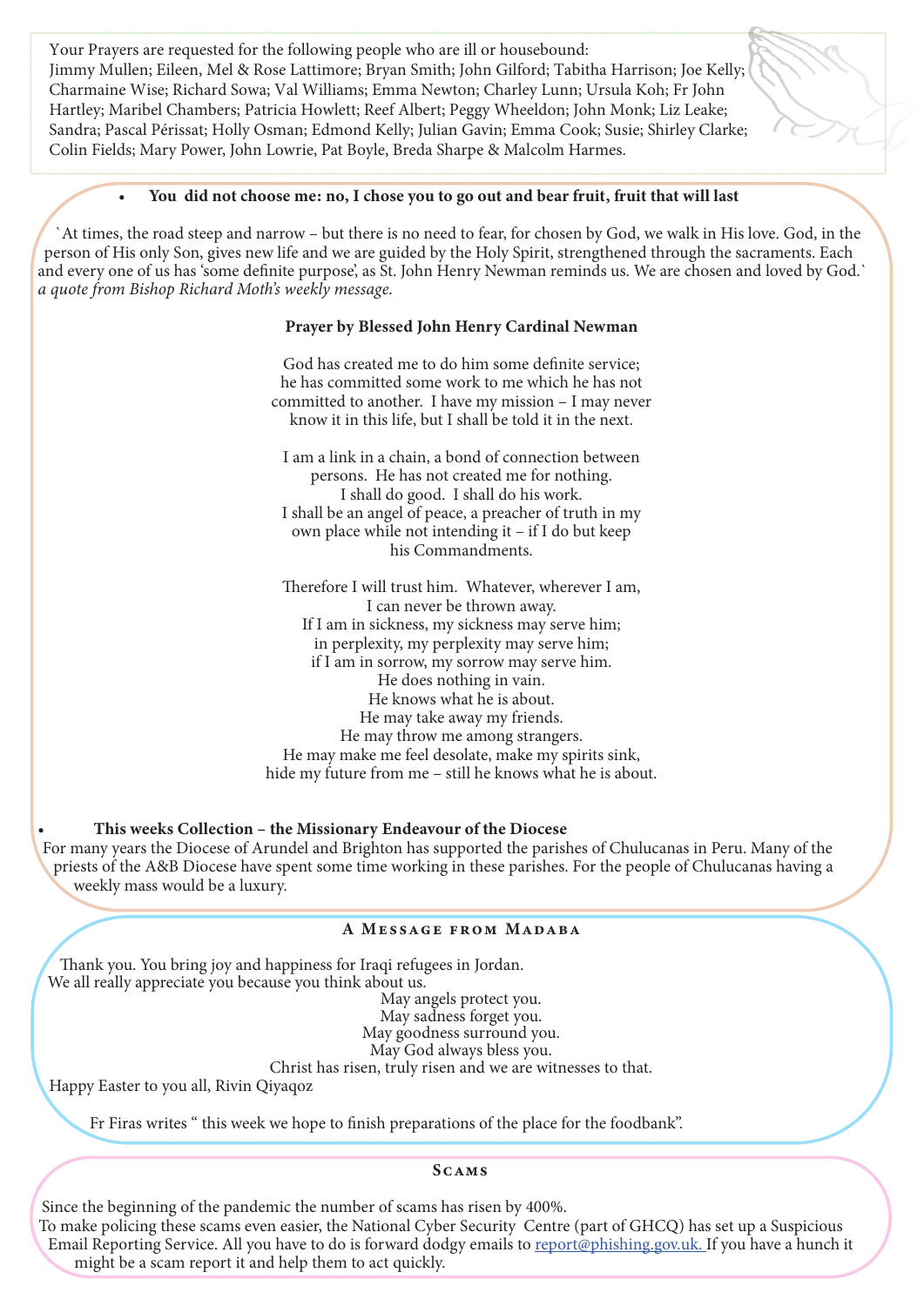Your Prayers are requested for the following people who are ill or housebound:
Jimmy Mullen; Eileen, Mel & Rose Lattimore; Bryan Smith; John Gilford; Tabitha Harrison; Joe Kelly; Charmaine Wise; Richard Sowa; Val Williams; Emma Newton; Charley Lunn; Ursula Koh; Fr John Hartley; Maribel Chambers; Patricia Howlett; Reef Albert; Peggy Wheeldon; John Monk; Liz Leake; Sandra; Pascal Périssat; Holly Osman; Edmond Kelly; Julian Gavin; Emma Cook; Susie; Shirley Clarke; Colin Fields; Mary Power, John Lowrie, Pat Boyle, Breda Sharpe & Malcolm Harmes.

- **You did not choose me: no, I chose you to go out and bear fruit, fruit that will last**

`At times, the road steep and narrow – but there is no need to fear, for chosen by God, we walk in His love. God, in the person of His only Son, gives new life and we are guided by the Holy Spirit, strengthened through the sacraments. Each and every one of us has 'some definite purpose', as St. John Henry Newman reminds us. We are chosen and loved by God.` *a quote from Bishop Richard Moth's weekly message.*

**Prayer by Blessed John Henry Cardinal Newman**

God has created me to do him some definite service;
he has committed some work to me which he has not
committed to another. I have my mission – I may never
know it in this life, but I shall be told it in the next.

I am a link in a chain, a bond of connection between
persons. He has not created me for nothing.
I shall do good. I shall do his work.
I shall be an angel of peace, a preacher of truth in my
own place while not intending it – if I do but keep
his Commandments.

Therefore I will trust him. Whatever, wherever I am,
I can never be thrown away.
If I am in sickness, my sickness may serve him;
in perplexity, my perplexity may serve him;
if I am in sorrow, my sorrow may serve him.
He does nothing in vain.
He knows what he is about.
He may take away my friends.
He may throw me among strangers.
He may make me feel desolate, make my spirits sink,
hide my future from me – still he knows what he is about.

- **This weeks Collection – the Missionary Endeavour of the Diocese**

For many years the Diocese of Arundel and Brighton has supported the parishes of Chulucanas in Peru. Many of the priests of the A&B Diocese have spent some time working in these parishes. For the people of Chulucanas having a weekly mass would be a luxury.

## A Message from Madaba

Thank you. You bring joy and happiness for Iraqi refugees in Jordan.
We all really appreciate you because you think about us.

May angels protect you.
May sadness forget you.
May goodness surround you.
May God always bless you.
Christ has risen, truly risen and we are witnesses to that.

Happy Easter to you all, Rivin Qiyaqoz

Fr Firas writes " this week we hope to finish preparations of the place for the foodbank".

## Scams

Since the beginning of the pandemic the number of scams has risen by 400%.
To make policing these scams even easier, the National Cyber Security Centre (part of GHCQ) has set up a Suspicious Email Reporting Service. All you have to do is forward dodgy emails to report@phishing.gov.uk. If you have a hunch it might be a scam report it and help them to act quickly.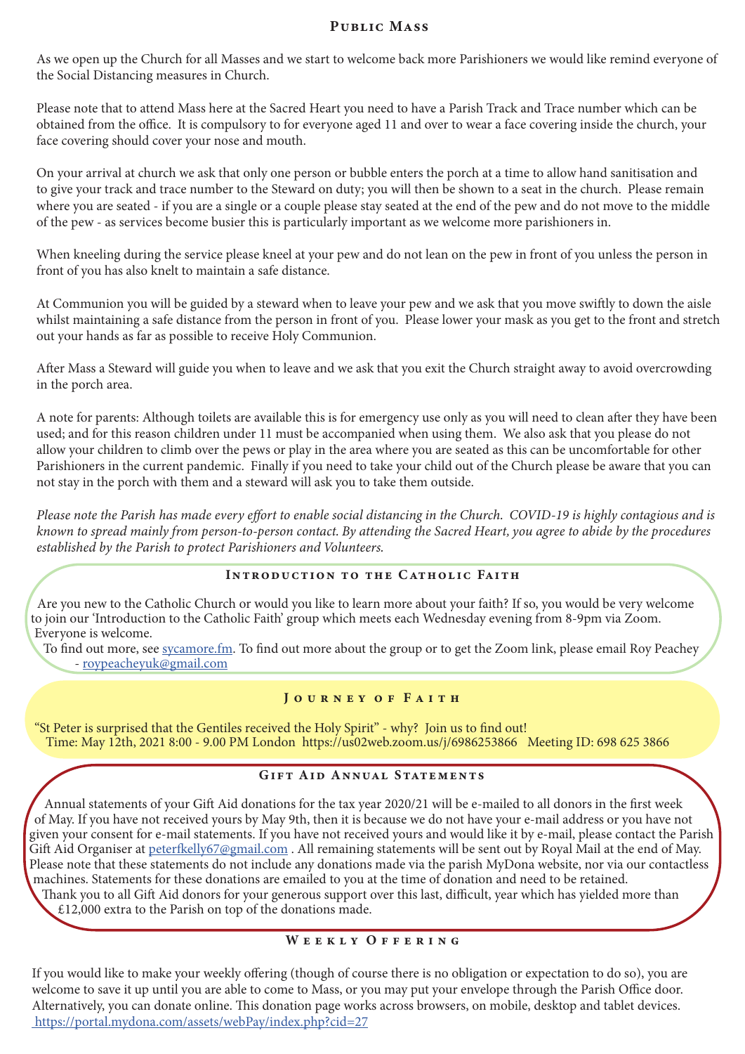## Public Mass

As we open up the Church for all Masses and we start to welcome back more Parishioners we would like remind everyone of the Social Distancing measures in Church.

Please note that to attend Mass here at the Sacred Heart you need to have a Parish Track and Trace number which can be obtained from the office. It is compulsory to for everyone aged 11 and over to wear a face covering inside the church, your face covering should cover your nose and mouth.

On your arrival at church we ask that only one person or bubble enters the porch at a time to allow hand sanitisation and to give your track and trace number to the Steward on duty; you will then be shown to a seat in the church. Please remain where you are seated - if you are a single or a couple please stay seated at the end of the pew and do not move to the middle of the pew - as services become busier this is particularly important as we welcome more parishioners in.

When kneeling during the service please kneel at your pew and do not lean on the pew in front of you unless the person in front of you has also knelt to maintain a safe distance.

At Communion you will be guided by a steward when to leave your pew and we ask that you move swiftly to down the aisle whilst maintaining a safe distance from the person in front of you. Please lower your mask as you get to the front and stretch out your hands as far as possible to receive Holy Communion.

After Mass a Steward will guide you when to leave and we ask that you exit the Church straight away to avoid overcrowding in the porch area.

A note for parents: Although toilets are available this is for emergency use only as you will need to clean after they have been used; and for this reason children under 11 must be accompanied when using them. We also ask that you please do not allow your children to climb over the pews or play in the area where you are seated as this can be uncomfortable for other Parishioners in the current pandemic. Finally if you need to take your child out of the Church please be aware that you can not stay in the porch with them and a steward will ask you to take them outside.

*Please note the Parish has made every effort to enable social distancing in the Church. COVID-19 is highly contagious and is known to spread mainly from person-to-person contact. By attending the Sacred Heart, you agree to abide by the procedures established by the Parish to protect Parishioners and Volunteers.*

## Introduction to the Catholic Faith

Are you new to the Catholic Church or would you like to learn more about your faith? If so, you would be very welcome to join our 'Introduction to the Catholic Faith' group which meets each Wednesday evening from 8-9pm via Zoom. Everyone is welcome.

To find out more, see sycamore.fm. To find out more about the group or to get the Zoom link, please email Roy Peachey - roypeacheyuk@gmail.com

## Journey of Faith

"St Peter is surprised that the Gentiles received the Holy Spirit" - why? Join us to find out!
Time: May 12th, 2021 8:00 - 9.00 PM London https://us02web.zoom.us/j/6986253866 Meeting ID: 698 625 3866

## Gift Aid Annual Statements

Annual statements of your Gift Aid donations for the tax year 2020/21 will be e-mailed to all donors in the first week of May. If you have not received yours by May 9th, then it is because we do not have your e-mail address or you have not given your consent for e-mail statements. If you have not received yours and would like it by e-mail, please contact the Parish Gift Aid Organiser at peterfkelly67@gmail.com . All remaining statements will be sent out by Royal Mail at the end of May. Please note that these statements do not include any donations made via the parish MyDona website, nor via our contactless machines. Statements for these donations are emailed to you at the time of donation and need to be retained.

Thank you to all Gift Aid donors for your generous support over this last, difficult, year which has yielded more than £12,000 extra to the Parish on top of the donations made.

## Weekly Offering

If you would like to make your weekly offering (though of course there is no obligation or expectation to do so), you are welcome to save it up until you are able to come to Mass, or you may put your envelope through the Parish Office door. Alternatively, you can donate online. This donation page works across browsers, on mobile, desktop and tablet devices.
https://portal.mydona.com/assets/webPay/index.php?cid=27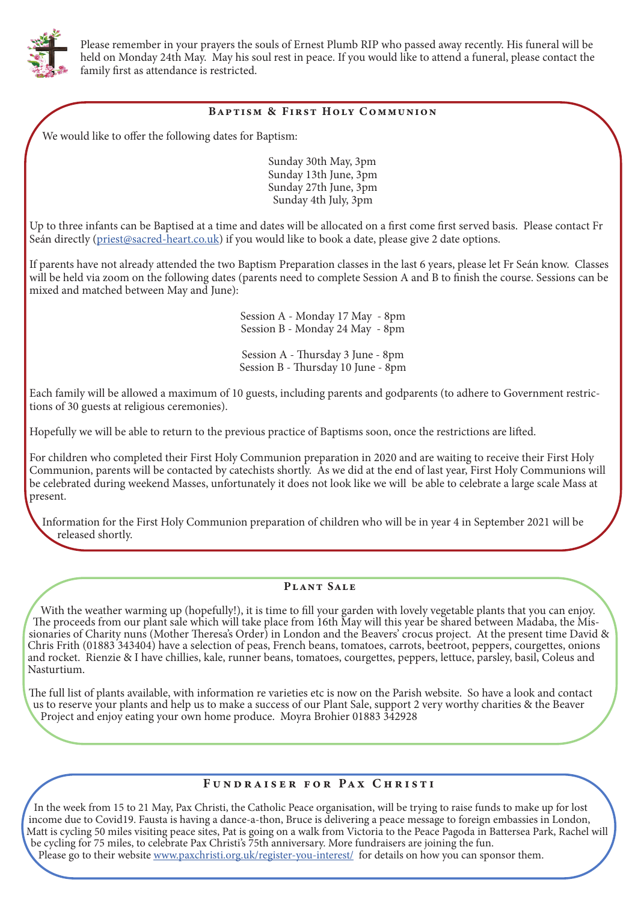Please remember in your prayers the souls of Ernest Plumb RIP who passed away recently. His funeral will be held on Monday 24th May. May his soul rest in peace. If you would like to attend a funeral, please contact the family first as attendance is restricted.

## Baptism & First Holy Communion

We would like to offer the following dates for Baptism:

Sunday 30th May, 3pm
Sunday 13th June, 3pm
Sunday 27th June, 3pm
Sunday 4th July, 3pm

Up to three infants can be Baptised at a time and dates will be allocated on a first come first served basis. Please contact Fr Seán directly (priest@sacred-heart.co.uk) if you would like to book a date, please give 2 date options.

If parents have not already attended the two Baptism Preparation classes in the last 6 years, please let Fr Seán know. Classes will be held via zoom on the following dates (parents need to complete Session A and B to finish the course. Sessions can be mixed and matched between May and June):

Session A - Monday 17 May - 8pm
Session B - Monday 24 May - 8pm

Session A - Thursday 3 June - 8pm
Session B - Thursday 10 June - 8pm

Each family will be allowed a maximum of 10 guests, including parents and godparents (to adhere to Government restrictions of 30 guests at religious ceremonies).

Hopefully we will be able to return to the previous practice of Baptisms soon, once the restrictions are lifted.

For children who completed their First Holy Communion preparation in 2020 and are waiting to receive their First Holy Communion, parents will be contacted by catechists shortly. As we did at the end of last year, First Holy Communions will be celebrated during weekend Masses, unfortunately it does not look like we will be able to celebrate a large scale Mass at present.

Information for the First Holy Communion preparation of children who will be in year 4 in September 2021 will be released shortly.

## Plant Sale

With the weather warming up (hopefully!), it is time to fill your garden with lovely vegetable plants that you can enjoy. The proceeds from our plant sale which will take place from 16th May will this year be shared between Madaba, the Missionaries of Charity nuns (Mother Theresa's Order) in London and the Beavers' crocus project. At the present time David & Chris Frith (01883 343404) have a selection of peas, French beans, tomatoes, carrots, beetroot, peppers, courgettes, onions and rocket. Rienzie & I have chillies, kale, runner beans, tomatoes, courgettes, peppers, lettuce, parsley, basil, Coleus and Nasturtium.

The full list of plants available, with information re varieties etc is now on the Parish website. So have a look and contact us to reserve your plants and help us to make a success of our Plant Sale, support 2 very worthy charities & the Beaver Project and enjoy eating your own home produce. Moyra Brohier 01883 342928

## Fundraiser for Pax Christi

In the week from 15 to 21 May, Pax Christi, the Catholic Peace organisation, will be trying to raise funds to make up for lost income due to Covid19. Fausta is having a dance-a-thon, Bruce is delivering a peace message to foreign embassies in London, Matt is cycling 50 miles visiting peace sites, Pat is going on a walk from Victoria to the Peace Pagoda in Battersea Park, Rachel will be cycling for 75 miles, to celebrate Pax Christi's 75th anniversary. More fundraisers are joining the fun.
Please go to their website www.paxchristi.org.uk/register-you-interest/ for details on how you can sponsor them.